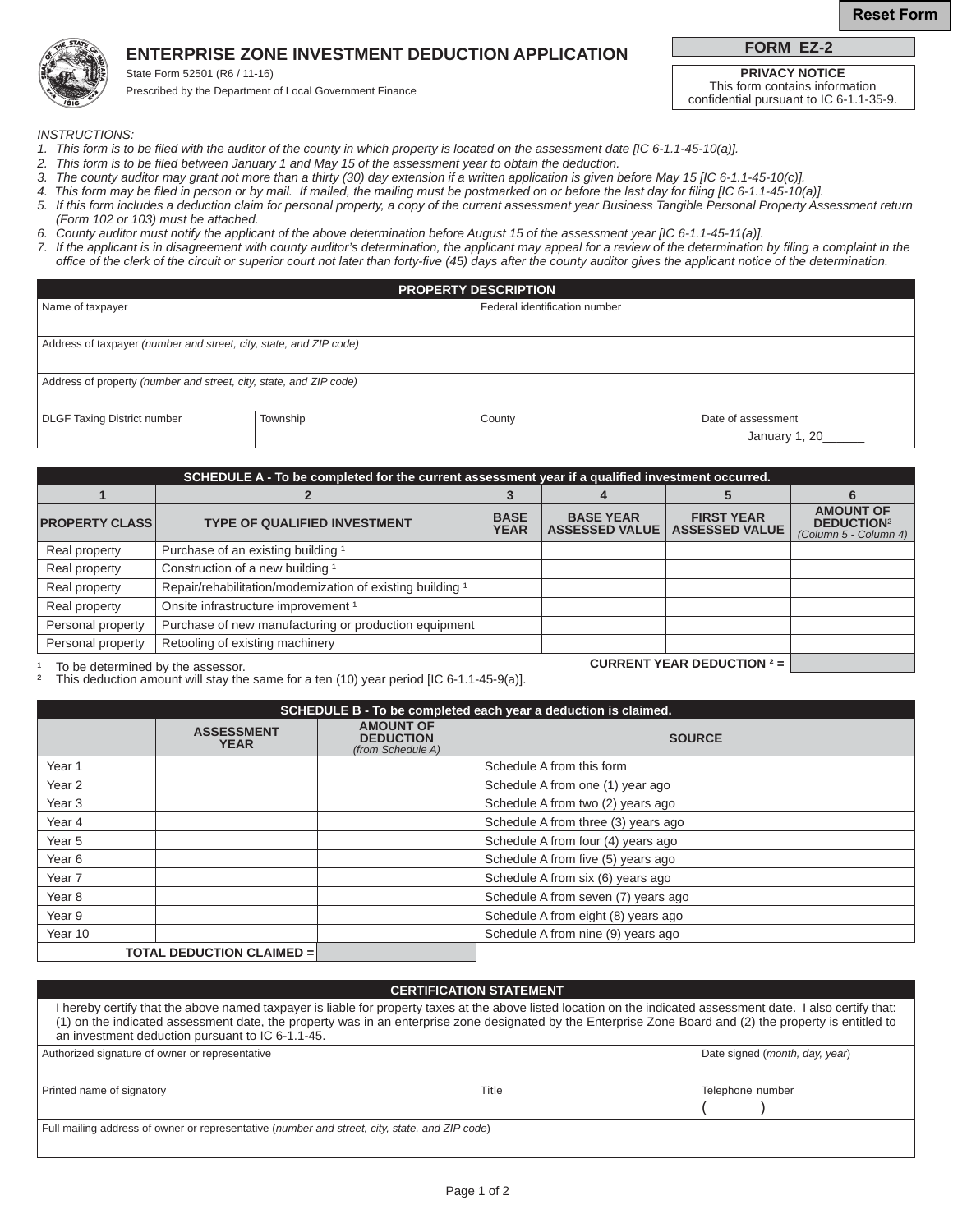# ENTERPRISE ZONE INVESTMENT DEDUCTION APPLICATION

State Form 52501 (R6 / 11-16)

Prescribed by the Department of Local Government Finance

**FORM EZ-2**

**PRIVACY NOTICE**
This form contains information confidential pursuant to IC 6-1.1-35-9.

*INSTRUCTIONS:*

1. *This form is to be filed with the auditor of the county in which property is located on the assessment date [IC 6-1.1-45-10(a)].*
2. *This form is to be filed between January 1 and May 15 of the assessment year to obtain the deduction.*
3. *The county auditor may grant not more than a thirty (30) day extension if a written application is given before May 15 [IC 6-1.1-45-10(c)].*
4. *This form may be filed in person or by mail. If mailed, the mailing must be postmarked on or before the last day for filing [IC 6-1.1-45-10(a)].*
5. *If this form includes a deduction claim for personal property, a copy of the current assessment year Business Tangible Personal Property Assessment return (Form 102 or 103) must be attached.*
6. *County auditor must notify the applicant of the above determination before August 15 of the assessment year [IC 6-1.1-45-11(a)].*
7. *If the applicant is in disagreement with county auditor's determination, the applicant may appeal for a review of the determination by filing a complaint in the office of the clerk of the circuit or superior court not later than forty-five (45) days after the county auditor gives the applicant notice of the determination.*

## PROPERTY DESCRIPTION

| Name of taxpayer | | Federal identification number | |
|---|---|---|---|
| Address of taxpayer *(number and street, city, state, and ZIP code)* | | | |
| Address of property *(number and street, city, state, and ZIP code)* | | | |
| DLGF Taxing District number | Township | County | Date of assessment<br>January 1, 20______ |

## SCHEDULE A - To be completed for the current assessment year if a qualified investment occurred.

| 1 | 2 | 3 | 4 | 5 | 6 |
|---|---|---|---|---|---|
| **PROPERTY CLASS** | **TYPE OF QUALIFIED INVESTMENT** | **BASE YEAR** | **BASE YEAR ASSESSED VALUE** | **FIRST YEAR ASSESSED VALUE** | **AMOUNT OF DEDUCTION**[2] *(Column 5 - Column 4)* |
| Real property | Purchase of an existing building [1] | | | | |
| Real property | Construction of a new building [1] | | | | |
| Real property | Repair/rehabilitation/modernization of existing building [1] | | | | |
| Real property | Onsite infrastructure improvement [1] | | | | |
| Personal property | Purchase of new manufacturing or production equipment | | | | |
| Personal property | Retooling of existing machinery | | | | |
| | | | | **CURRENT YEAR DEDUCTION [2] =** | |

[1] To be determined by the assessor.
[2] This deduction amount will stay the same for a ten (10) year period [IC 6-1.1-45-9(a)].

## SCHEDULE B - To be completed each year a deduction is claimed.

| | **ASSESSMENT YEAR** | **AMOUNT OF DEDUCTION** *(from Schedule A)* | **SOURCE** |
|---|---|---|---|
| Year 1 | | | Schedule A from this form |
| Year 2 | | | Schedule A from one (1) year ago |
| Year 3 | | | Schedule A from two (2) years ago |
| Year 4 | | | Schedule A from three (3) years ago |
| Year 5 | | | Schedule A from four (4) years ago |
| Year 6 | | | Schedule A from five (5) years ago |
| Year 7 | | | Schedule A from six (6) years ago |
| Year 8 | | | Schedule A from seven (7) years ago |
| Year 9 | | | Schedule A from eight (8) years ago |
| Year 10 | | | Schedule A from nine (9) years ago |
| **TOTAL DEDUCTION CLAIMED =** | | | |

## CERTIFICATION STATEMENT

I hereby certify that the above named taxpayer is liable for property taxes at the above listed location on the indicated assessment date. I also certify that: (1) on the indicated assessment date, the property was in an enterprise zone designated by the Enterprise Zone Board and (2) the property is entitled to an investment deduction pursuant to IC 6-1.1-45.

| Authorized signature of owner or representative | | Date signed (*month, day, year*) |
|---|---|---|
| Printed name of signatory | Title | Telephone number<br>( ) |
| Full mailing address of owner or representative (*number and street, city, state, and ZIP code*) | | |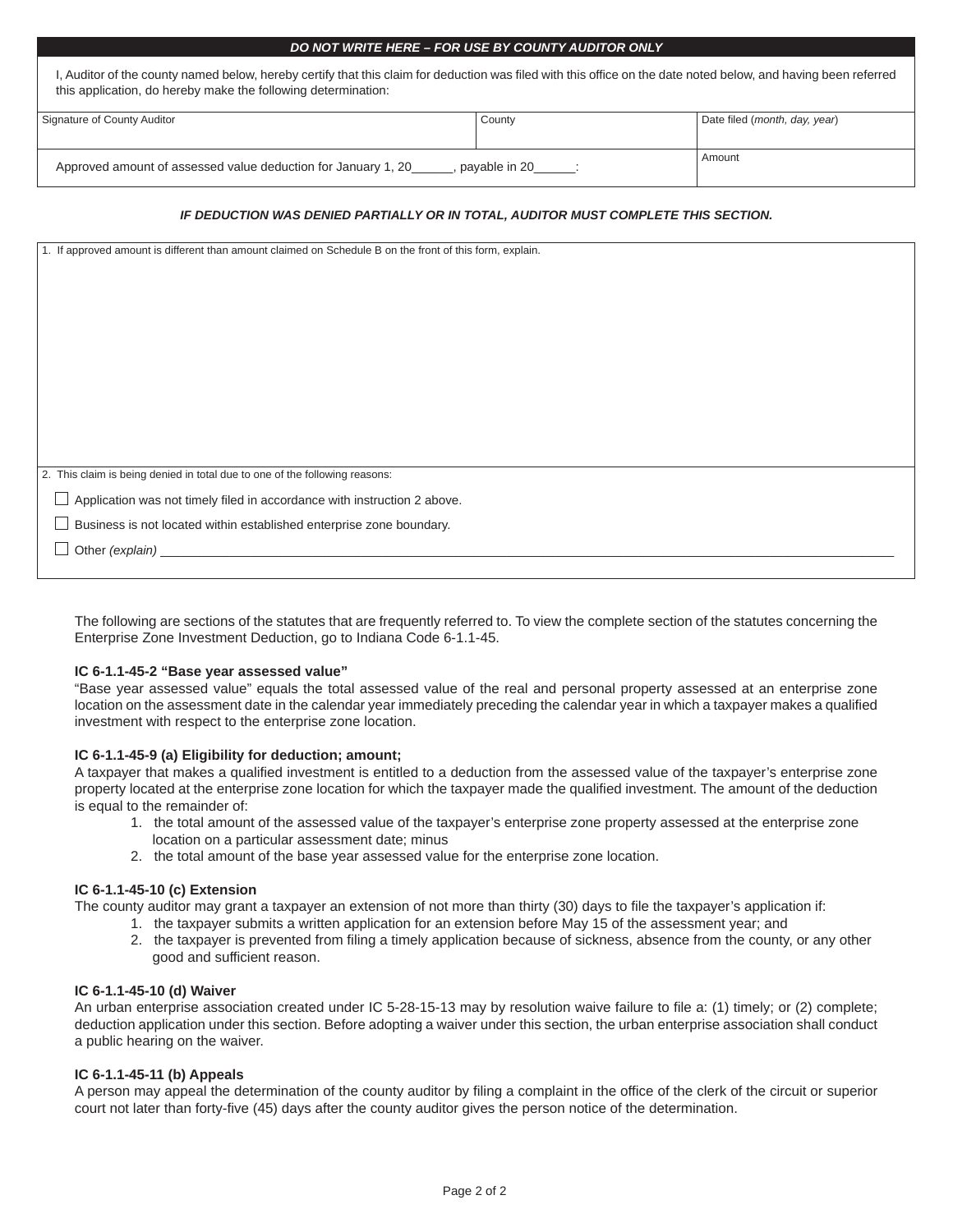**DO NOT WRITE HERE – FOR USE BY COUNTY AUDITOR ONLY**

I, Auditor of the county named below, hereby certify that this claim for deduction was filed with this office on the date noted below, and having been referred this application, do hereby make the following determination:

| Signature of County Auditor | County | Date filed (*month, day, year*) |
|---|---|---|
| | | |
| Approved amount of assessed value deduction for January 1, 20______, payable in 20______: | | Amount |

***IF DEDUCTION WAS DENIED PARTIALLY OR IN TOTAL, AUDITOR MUST COMPLETE THIS SECTION.***

1. If approved amount is different than amount claimed on Schedule B on the front of this form, explain.

2. This claim is being denied in total due to one of the following reasons:

☐ Application was not timely filed in accordance with instruction 2 above.

☐ Business is not located within established enterprise zone boundary.

☐ Other *(explain)* ______________________________

The following are sections of the statutes that are frequently referred to. To view the complete section of the statutes concerning the Enterprise Zone Investment Deduction, go to Indiana Code 6-1.1-45.

**IC 6-1.1-45-2 "Base year assessed value"**
"Base year assessed value" equals the total assessed value of the real and personal property assessed at an enterprise zone location on the assessment date in the calendar year immediately preceding the calendar year in which a taxpayer makes a qualified investment with respect to the enterprise zone location.

**IC 6-1.1-45-9 (a) Eligibility for deduction; amount;**
A taxpayer that makes a qualified investment is entitled to a deduction from the assessed value of the taxpayer's enterprise zone property located at the enterprise zone location for which the taxpayer made the qualified investment. The amount of the deduction is equal to the remainder of:

1. the total amount of the assessed value of the taxpayer's enterprise zone property assessed at the enterprise zone location on a particular assessment date; minus
2. the total amount of the base year assessed value for the enterprise zone location.

**IC 6-1.1-45-10 (c) Extension**
The county auditor may grant a taxpayer an extension of not more than thirty (30) days to file the taxpayer's application if:

1. the taxpayer submits a written application for an extension before May 15 of the assessment year; and
2. the taxpayer is prevented from filing a timely application because of sickness, absence from the county, or any other good and sufficient reason.

**IC 6-1.1-45-10 (d) Waiver**
An urban enterprise association created under IC 5-28-15-13 may by resolution waive failure to file a: (1) timely; or (2) complete; deduction application under this section. Before adopting a waiver under this section, the urban enterprise association shall conduct a public hearing on the waiver.

**IC 6-1.1-45-11 (b) Appeals**
A person may appeal the determination of the county auditor by filing a complaint in the office of the clerk of the circuit or superior court not later than forty-five (45) days after the county auditor gives the person notice of the determination.